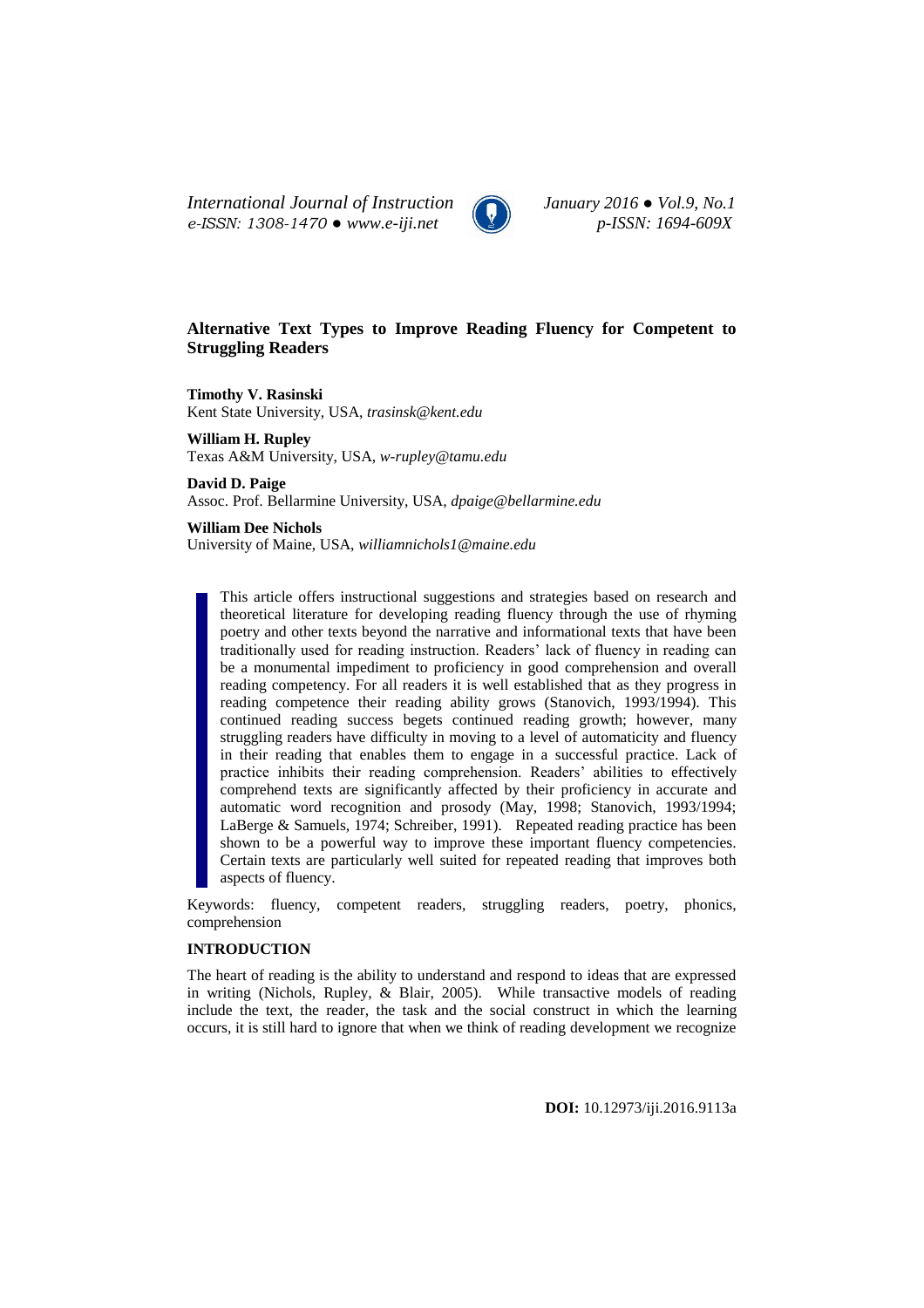# Alternative Text Types to Improve Reading Fluency for Competent to Struggling Readers

**Timothy V. Rasinski**
Kent State University, USA, *trasinsk@kent.edu*

**William H. Rupley**
Texas A&M University, USA, *w-rupley@tamu.edu*

**David D. Paige**
Assoc. Prof. Bellarmine University, USA, *dpaige@bellarmine.edu*

**William Dee Nichols**
University of Maine, USA, *williamnichols1@maine.edu*

This article offers instructional suggestions and strategies based on research and theoretical literature for developing reading fluency through the use of rhyming poetry and other texts beyond the narrative and informational texts that have been traditionally used for reading instruction. Readers' lack of fluency in reading can be a monumental impediment to proficiency in good comprehension and overall reading competency. For all readers it is well established that as they progress in reading competence their reading ability grows (Stanovich, 1993/1994). This continued reading success begets continued reading growth; however, many struggling readers have difficulty in moving to a level of automaticity and fluency in their reading that enables them to engage in a successful practice. Lack of practice inhibits their reading comprehension. Readers' abilities to effectively comprehend texts are significantly affected by their proficiency in accurate and automatic word recognition and prosody (May, 1998; Stanovich, 1993/1994; LaBerge & Samuels, 1974; Schreiber, 1991). Repeated reading practice has been shown to be a powerful way to improve these important fluency competencies. Certain texts are particularly well suited for repeated reading that improves both aspects of fluency.

Keywords: fluency, competent readers, struggling readers, poetry, phonics, comprehension

## INTRODUCTION

The heart of reading is the ability to understand and respond to ideas that are expressed in writing (Nichols, Rupley, & Blair, 2005). While transactive models of reading include the text, the reader, the task and the social construct in which the learning occurs, it is still hard to ignore that when we think of reading development we recognize

**DOI:** 10.12973/iji.2016.9113a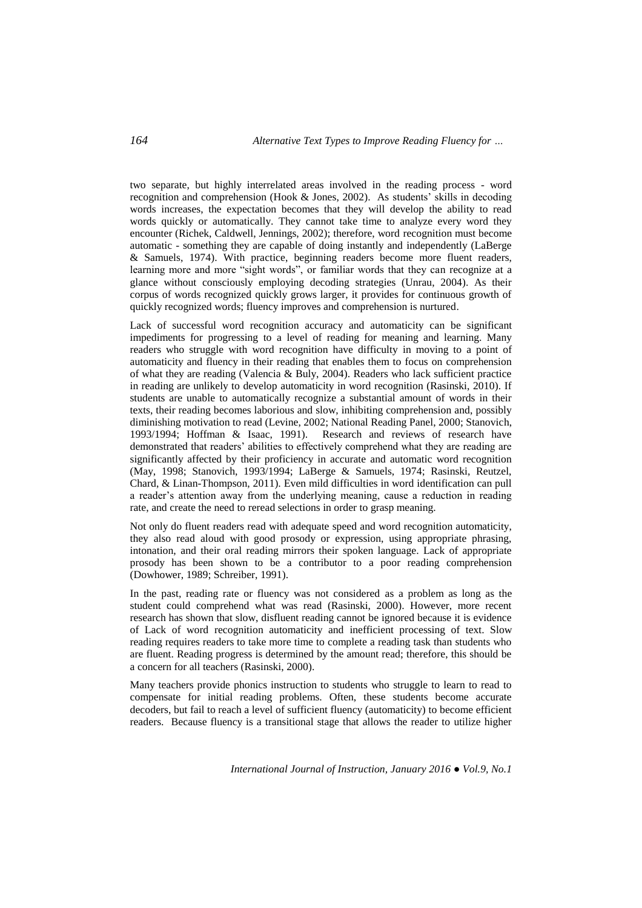two separate, but highly interrelated areas involved in the reading process - word recognition and comprehension (Hook & Jones, 2002). As students' skills in decoding words increases, the expectation becomes that they will develop the ability to read words quickly or automatically. They cannot take time to analyze every word they encounter (Richek, Caldwell, Jennings, 2002); therefore, word recognition must become automatic - something they are capable of doing instantly and independently (LaBerge & Samuels, 1974). With practice, beginning readers become more fluent readers, learning more and more "sight words", or familiar words that they can recognize at a glance without consciously employing decoding strategies (Unrau, 2004). As their corpus of words recognized quickly grows larger, it provides for continuous growth of quickly recognized words; fluency improves and comprehension is nurtured.

Lack of successful word recognition accuracy and automaticity can be significant impediments for progressing to a level of reading for meaning and learning. Many readers who struggle with word recognition have difficulty in moving to a point of automaticity and fluency in their reading that enables them to focus on comprehension of what they are reading (Valencia & Buly, 2004). Readers who lack sufficient practice in reading are unlikely to develop automaticity in word recognition (Rasinski, 2010). If students are unable to automatically recognize a substantial amount of words in their texts, their reading becomes laborious and slow, inhibiting comprehension and, possibly diminishing motivation to read (Levine, 2002; National Reading Panel, 2000; Stanovich, 1993/1994; Hoffman & Isaac, 1991). Research and reviews of research have demonstrated that readers' abilities to effectively comprehend what they are reading are significantly affected by their proficiency in accurate and automatic word recognition (May, 1998; Stanovich, 1993/1994; LaBerge & Samuels, 1974; Rasinski, Reutzel, Chard, & Linan-Thompson, 2011). Even mild difficulties in word identification can pull a reader's attention away from the underlying meaning, cause a reduction in reading rate, and create the need to reread selections in order to grasp meaning.

Not only do fluent readers read with adequate speed and word recognition automaticity, they also read aloud with good prosody or expression, using appropriate phrasing, intonation, and their oral reading mirrors their spoken language. Lack of appropriate prosody has been shown to be a contributor to a poor reading comprehension (Dowhower, 1989; Schreiber, 1991).

In the past, reading rate or fluency was not considered as a problem as long as the student could comprehend what was read (Rasinski, 2000). However, more recent research has shown that slow, disfluent reading cannot be ignored because it is evidence of Lack of word recognition automaticity and inefficient processing of text. Slow reading requires readers to take more time to complete a reading task than students who are fluent. Reading progress is determined by the amount read; therefore, this should be a concern for all teachers (Rasinski, 2000).

Many teachers provide phonics instruction to students who struggle to learn to read to compensate for initial reading problems. Often, these students become accurate decoders, but fail to reach a level of sufficient fluency (automaticity) to become efficient readers. Because fluency is a transitional stage that allows the reader to utilize higher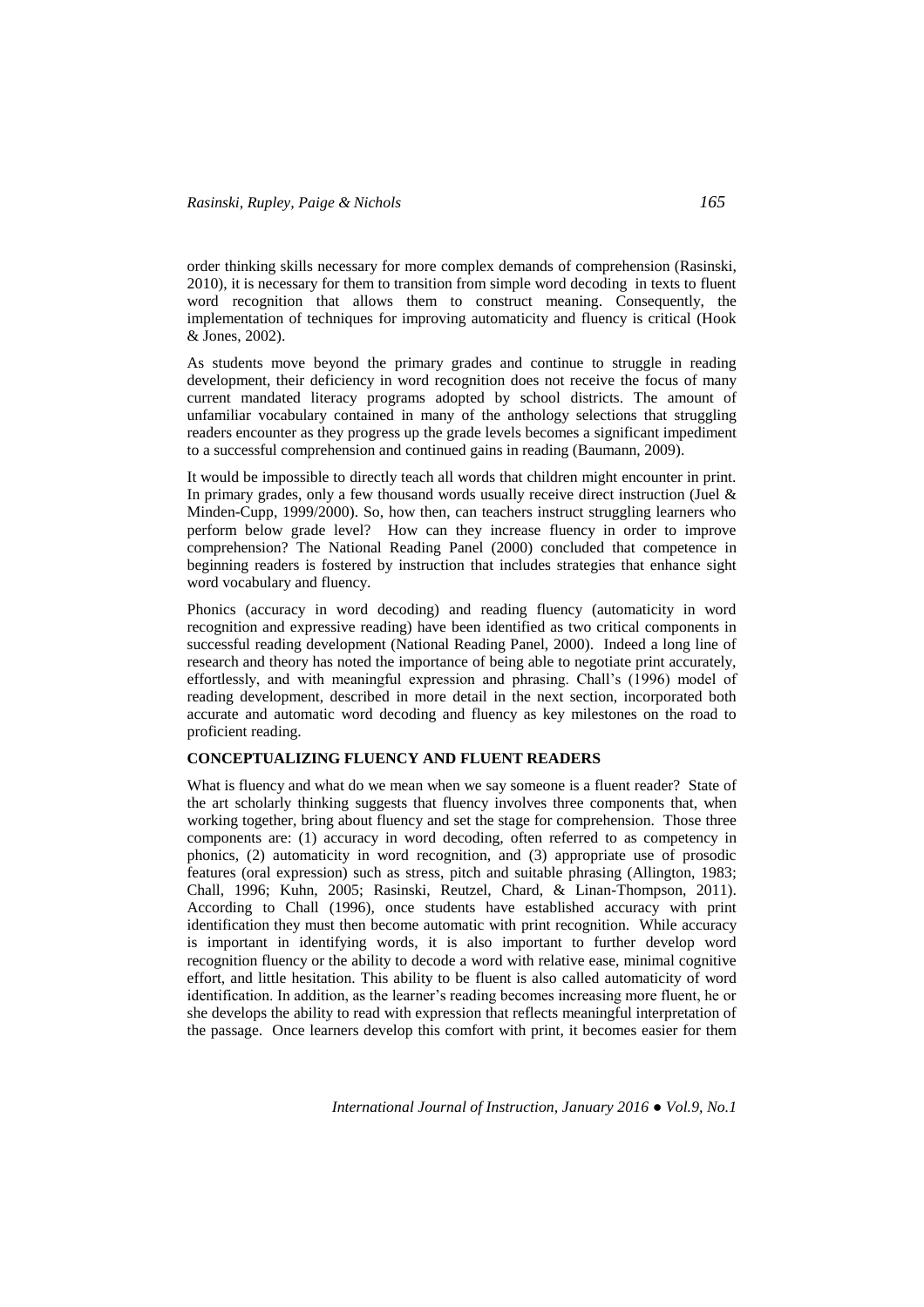order thinking skills necessary for more complex demands of comprehension (Rasinski, 2010), it is necessary for them to transition from simple word decoding in texts to fluent word recognition that allows them to construct meaning. Consequently, the implementation of techniques for improving automaticity and fluency is critical (Hook & Jones, 2002).

As students move beyond the primary grades and continue to struggle in reading development, their deficiency in word recognition does not receive the focus of many current mandated literacy programs adopted by school districts. The amount of unfamiliar vocabulary contained in many of the anthology selections that struggling readers encounter as they progress up the grade levels becomes a significant impediment to a successful comprehension and continued gains in reading (Baumann, 2009).

It would be impossible to directly teach all words that children might encounter in print. In primary grades, only a few thousand words usually receive direct instruction (Juel & Minden-Cupp, 1999/2000). So, how then, can teachers instruct struggling learners who perform below grade level? How can they increase fluency in order to improve comprehension? The National Reading Panel (2000) concluded that competence in beginning readers is fostered by instruction that includes strategies that enhance sight word vocabulary and fluency.

Phonics (accuracy in word decoding) and reading fluency (automaticity in word recognition and expressive reading) have been identified as two critical components in successful reading development (National Reading Panel, 2000). Indeed a long line of research and theory has noted the importance of being able to negotiate print accurately, effortlessly, and with meaningful expression and phrasing. Chall's (1996) model of reading development, described in more detail in the next section, incorporated both accurate and automatic word decoding and fluency as key milestones on the road to proficient reading.

## CONCEPTUALIZING FLUENCY AND FLUENT READERS

What is fluency and what do we mean when we say someone is a fluent reader? State of the art scholarly thinking suggests that fluency involves three components that, when working together, bring about fluency and set the stage for comprehension. Those three components are: (1) accuracy in word decoding, often referred to as competency in phonics, (2) automaticity in word recognition, and (3) appropriate use of prosodic features (oral expression) such as stress, pitch and suitable phrasing (Allington, 1983; Chall, 1996; Kuhn, 2005; Rasinski, Reutzel, Chard, & Linan-Thompson, 2011). According to Chall (1996), once students have established accuracy with print identification they must then become automatic with print recognition. While accuracy is important in identifying words, it is also important to further develop word recognition fluency or the ability to decode a word with relative ease, minimal cognitive effort, and little hesitation. This ability to be fluent is also called automaticity of word identification. In addition, as the learner's reading becomes increasing more fluent, he or she develops the ability to read with expression that reflects meaningful interpretation of the passage. Once learners develop this comfort with print, it becomes easier for them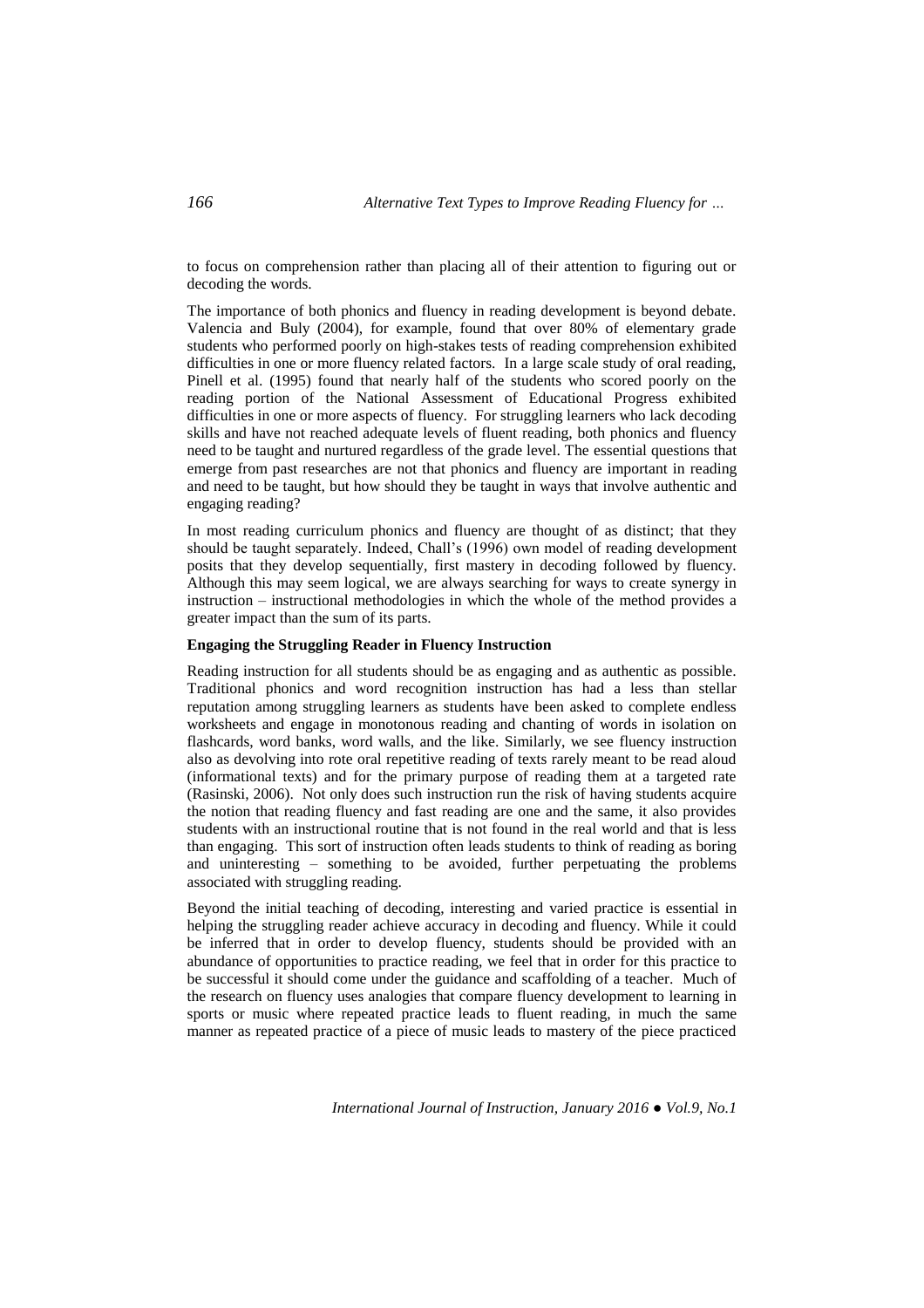to focus on comprehension rather than placing all of their attention to figuring out or decoding the words.

The importance of both phonics and fluency in reading development is beyond debate. Valencia and Buly (2004), for example, found that over 80% of elementary grade students who performed poorly on high-stakes tests of reading comprehension exhibited difficulties in one or more fluency related factors. In a large scale study of oral reading, Pinell et al. (1995) found that nearly half of the students who scored poorly on the reading portion of the National Assessment of Educational Progress exhibited difficulties in one or more aspects of fluency. For struggling learners who lack decoding skills and have not reached adequate levels of fluent reading, both phonics and fluency need to be taught and nurtured regardless of the grade level. The essential questions that emerge from past researches are not that phonics and fluency are important in reading and need to be taught, but how should they be taught in ways that involve authentic and engaging reading?

In most reading curriculum phonics and fluency are thought of as distinct; that they should be taught separately. Indeed, Chall's (1996) own model of reading development posits that they develop sequentially, first mastery in decoding followed by fluency. Although this may seem logical, we are always searching for ways to create synergy in instruction – instructional methodologies in which the whole of the method provides a greater impact than the sum of its parts.

**Engaging the Struggling Reader in Fluency Instruction**

Reading instruction for all students should be as engaging and as authentic as possible. Traditional phonics and word recognition instruction has had a less than stellar reputation among struggling learners as students have been asked to complete endless worksheets and engage in monotonous reading and chanting of words in isolation on flashcards, word banks, word walls, and the like. Similarly, we see fluency instruction also as devolving into rote oral repetitive reading of texts rarely meant to be read aloud (informational texts) and for the primary purpose of reading them at a targeted rate (Rasinski, 2006). Not only does such instruction run the risk of having students acquire the notion that reading fluency and fast reading are one and the same, it also provides students with an instructional routine that is not found in the real world and that is less than engaging. This sort of instruction often leads students to think of reading as boring and uninteresting – something to be avoided, further perpetuating the problems associated with struggling reading.

Beyond the initial teaching of decoding, interesting and varied practice is essential in helping the struggling reader achieve accuracy in decoding and fluency. While it could be inferred that in order to develop fluency, students should be provided with an abundance of opportunities to practice reading, we feel that in order for this practice to be successful it should come under the guidance and scaffolding of a teacher. Much of the research on fluency uses analogies that compare fluency development to learning in sports or music where repeated practice leads to fluent reading, in much the same manner as repeated practice of a piece of music leads to mastery of the piece practiced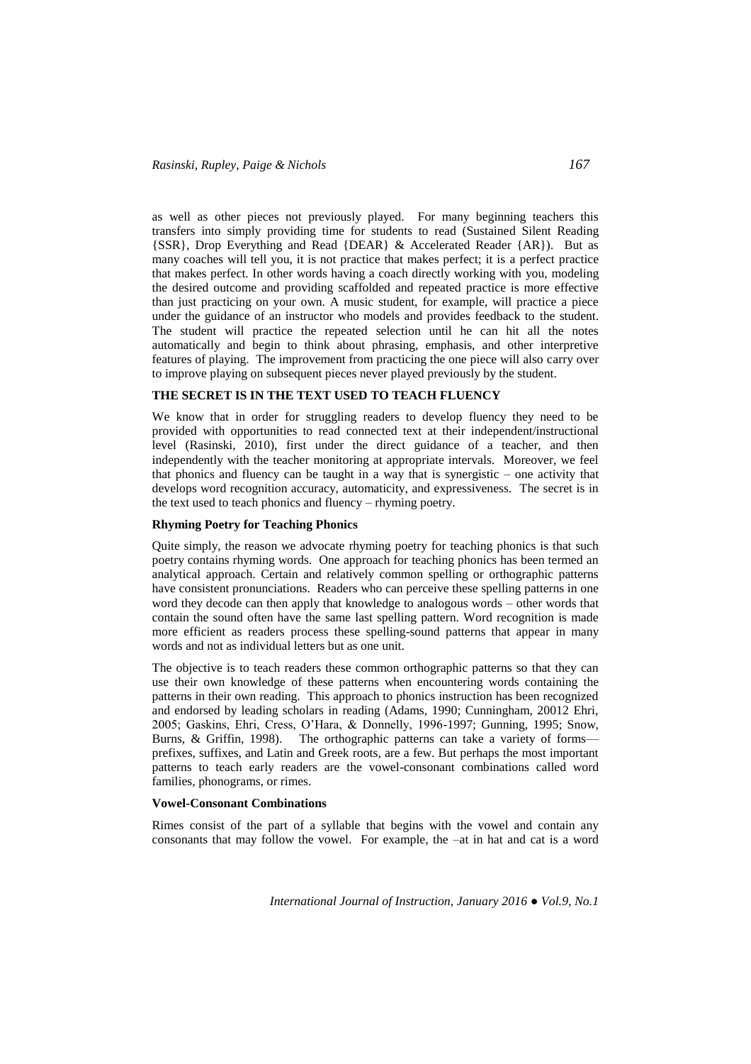as well as other pieces not previously played. For many beginning teachers this transfers into simply providing time for students to read (Sustained Silent Reading {SSR}, Drop Everything and Read {DEAR} & Accelerated Reader {AR}). But as many coaches will tell you, it is not practice that makes perfect; it is a perfect practice that makes perfect. In other words having a coach directly working with you, modeling the desired outcome and providing scaffolded and repeated practice is more effective than just practicing on your own. A music student, for example, will practice a piece under the guidance of an instructor who models and provides feedback to the student. The student will practice the repeated selection until he can hit all the notes automatically and begin to think about phrasing, emphasis, and other interpretive features of playing. The improvement from practicing the one piece will also carry over to improve playing on subsequent pieces never played previously by the student.

## THE SECRET IS IN THE TEXT USED TO TEACH FLUENCY

We know that in order for struggling readers to develop fluency they need to be provided with opportunities to read connected text at their independent/instructional level (Rasinski, 2010), first under the direct guidance of a teacher, and then independently with the teacher monitoring at appropriate intervals. Moreover, we feel that phonics and fluency can be taught in a way that is synergistic – one activity that develops word recognition accuracy, automaticity, and expressiveness. The secret is in the text used to teach phonics and fluency – rhyming poetry.

### Rhyming Poetry for Teaching Phonics

Quite simply, the reason we advocate rhyming poetry for teaching phonics is that such poetry contains rhyming words. One approach for teaching phonics has been termed an analytical approach. Certain and relatively common spelling or orthographic patterns have consistent pronunciations. Readers who can perceive these spelling patterns in one word they decode can then apply that knowledge to analogous words – other words that contain the sound often have the same last spelling pattern. Word recognition is made more efficient as readers process these spelling-sound patterns that appear in many words and not as individual letters but as one unit.

The objective is to teach readers these common orthographic patterns so that they can use their own knowledge of these patterns when encountering words containing the patterns in their own reading. This approach to phonics instruction has been recognized and endorsed by leading scholars in reading (Adams, 1990; Cunningham, 20012 Ehri, 2005; Gaskins, Ehri, Cress, O'Hara, & Donnelly, 1996-1997; Gunning, 1995; Snow, Burns, & Griffin, 1998). The orthographic patterns can take a variety of forms—prefixes, suffixes, and Latin and Greek roots, are a few. But perhaps the most important patterns to teach early readers are the vowel-consonant combinations called word families, phonograms, or rimes.

### Vowel-Consonant Combinations

Rimes consist of the part of a syllable that begins with the vowel and contain any consonants that may follow the vowel. For example, the –at in hat and cat is a word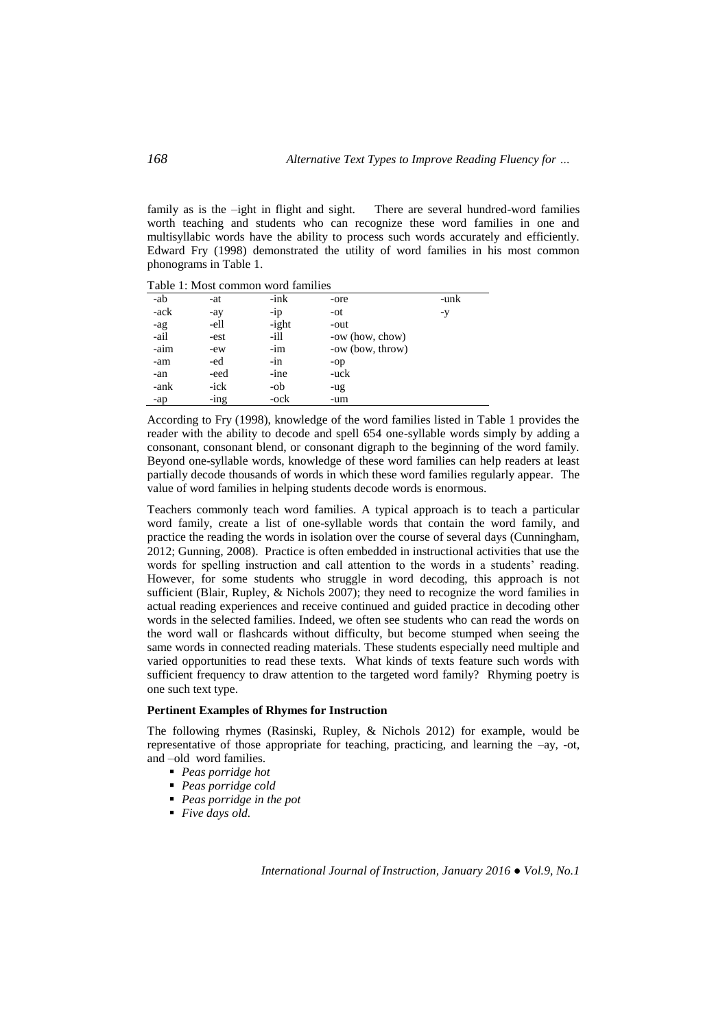family as is the –ight in flight and sight. There are several hundred-word families worth teaching and students who can recognize these word families in one and multisyllabic words have the ability to process such words accurately and efficiently. Edward Fry (1998) demonstrated the utility of word families in his most common phonograms in Table 1.

Table 1: Most common word families

| | | | | |
|---|---|---|---|---|
| -ab | -at | -ink | -ore | -unk |
| -ack | -ay | -ip | -ot | -y |
| -ag | -ell | -ight | -out | |
| -ail | -est | -ill | -ow (how, chow) | |
| -aim | -ew | -im | -ow (bow, throw) | |
| -am | -ed | -in | -op | |
| -an | -eed | -ine | -uck | |
| -ank | -ick | -ob | -ug | |
| -ap | -ing | -ock | -um | |

According to Fry (1998), knowledge of the word families listed in Table 1 provides the reader with the ability to decode and spell 654 one-syllable words simply by adding a consonant, consonant blend, or consonant digraph to the beginning of the word family. Beyond one-syllable words, knowledge of these word families can help readers at least partially decode thousands of words in which these word families regularly appear. The value of word families in helping students decode words is enormous.

Teachers commonly teach word families. A typical approach is to teach a particular word family, create a list of one-syllable words that contain the word family, and practice the reading the words in isolation over the course of several days (Cunningham, 2012; Gunning, 2008). Practice is often embedded in instructional activities that use the words for spelling instruction and call attention to the words in a students' reading. However, for some students who struggle in word decoding, this approach is not sufficient (Blair, Rupley, & Nichols 2007); they need to recognize the word families in actual reading experiences and receive continued and guided practice in decoding other words in the selected families. Indeed, we often see students who can read the words on the word wall or flashcards without difficulty, but become stumped when seeing the same words in connected reading materials. These students especially need multiple and varied opportunities to read these texts. What kinds of texts feature such words with sufficient frequency to draw attention to the targeted word family? Rhyming poetry is one such text type.

**Pertinent Examples of Rhymes for Instruction**

The following rhymes (Rasinski, Rupley, & Nichols 2012) for example, would be representative of those appropriate for teaching, practicing, and learning the –ay, -ot, and –old word families.

- *Peas porridge hot*
- *Peas porridge cold*
- *Peas porridge in the pot*
- *Five days old.*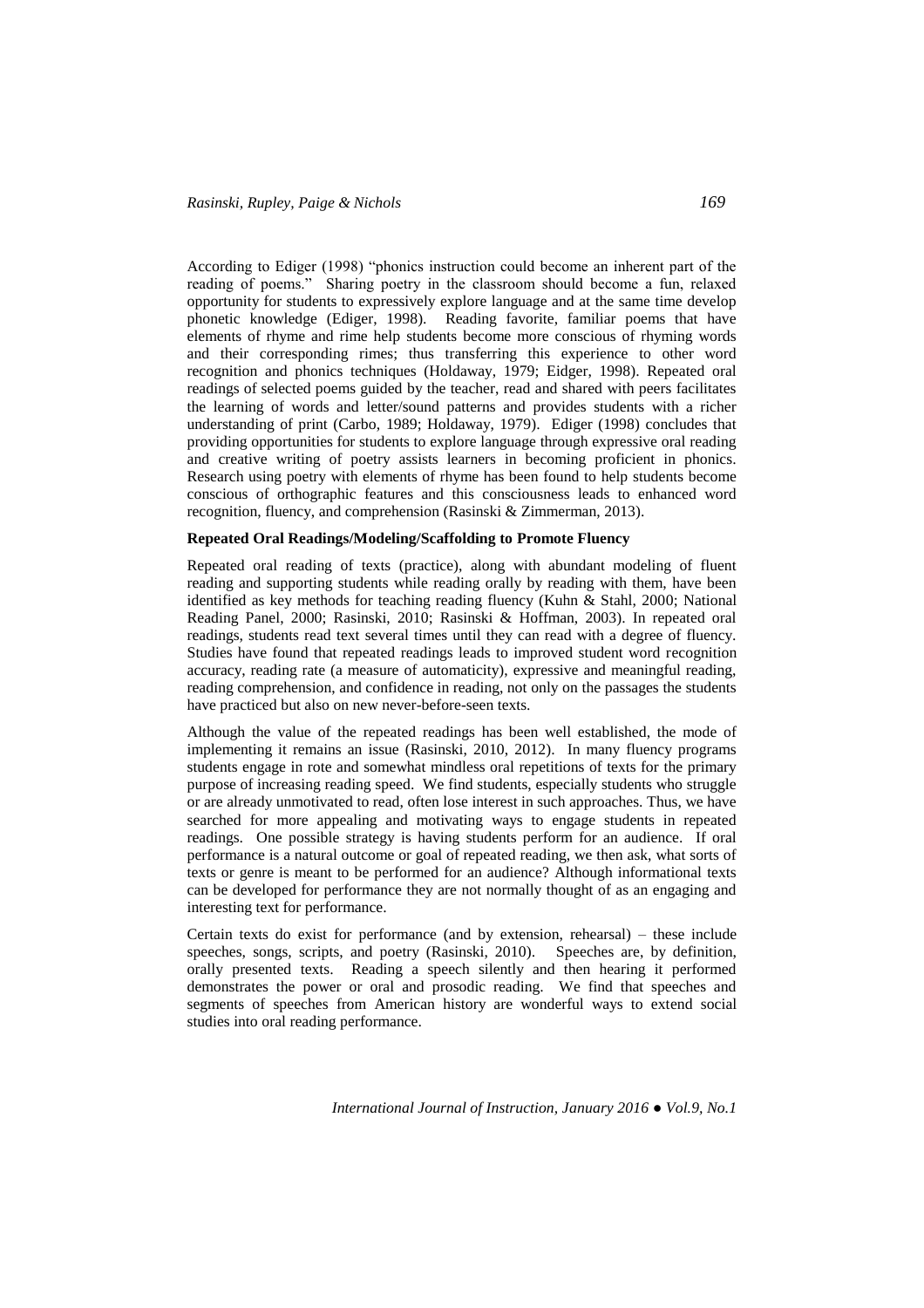According to Ediger (1998) "phonics instruction could become an inherent part of the reading of poems." Sharing poetry in the classroom should become a fun, relaxed opportunity for students to expressively explore language and at the same time develop phonetic knowledge (Ediger, 1998). Reading favorite, familiar poems that have elements of rhyme and rime help students become more conscious of rhyming words and their corresponding rimes; thus transferring this experience to other word recognition and phonics techniques (Holdaway, 1979; Eidger, 1998). Repeated oral readings of selected poems guided by the teacher, read and shared with peers facilitates the learning of words and letter/sound patterns and provides students with a richer understanding of print (Carbo, 1989; Holdaway, 1979). Ediger (1998) concludes that providing opportunities for students to explore language through expressive oral reading and creative writing of poetry assists learners in becoming proficient in phonics. Research using poetry with elements of rhyme has been found to help students become conscious of orthographic features and this consciousness leads to enhanced word recognition, fluency, and comprehension (Rasinski & Zimmerman, 2013).

**Repeated Oral Readings/Modeling/Scaffolding to Promote Fluency**

Repeated oral reading of texts (practice), along with abundant modeling of fluent reading and supporting students while reading orally by reading with them, have been identified as key methods for teaching reading fluency (Kuhn & Stahl, 2000; National Reading Panel, 2000; Rasinski, 2010; Rasinski & Hoffman, 2003). In repeated oral readings, students read text several times until they can read with a degree of fluency. Studies have found that repeated readings leads to improved student word recognition accuracy, reading rate (a measure of automaticity), expressive and meaningful reading, reading comprehension, and confidence in reading, not only on the passages the students have practiced but also on new never-before-seen texts.

Although the value of the repeated readings has been well established, the mode of implementing it remains an issue (Rasinski, 2010, 2012). In many fluency programs students engage in rote and somewhat mindless oral repetitions of texts for the primary purpose of increasing reading speed. We find students, especially students who struggle or are already unmotivated to read, often lose interest in such approaches. Thus, we have searched for more appealing and motivating ways to engage students in repeated readings. One possible strategy is having students perform for an audience. If oral performance is a natural outcome or goal of repeated reading, we then ask, what sorts of texts or genre is meant to be performed for an audience? Although informational texts can be developed for performance they are not normally thought of as an engaging and interesting text for performance.

Certain texts do exist for performance (and by extension, rehearsal) – these include speeches, songs, scripts, and poetry (Rasinski, 2010). Speeches are, by definition, orally presented texts. Reading a speech silently and then hearing it performed demonstrates the power or oral and prosodic reading. We find that speeches and segments of speeches from American history are wonderful ways to extend social studies into oral reading performance.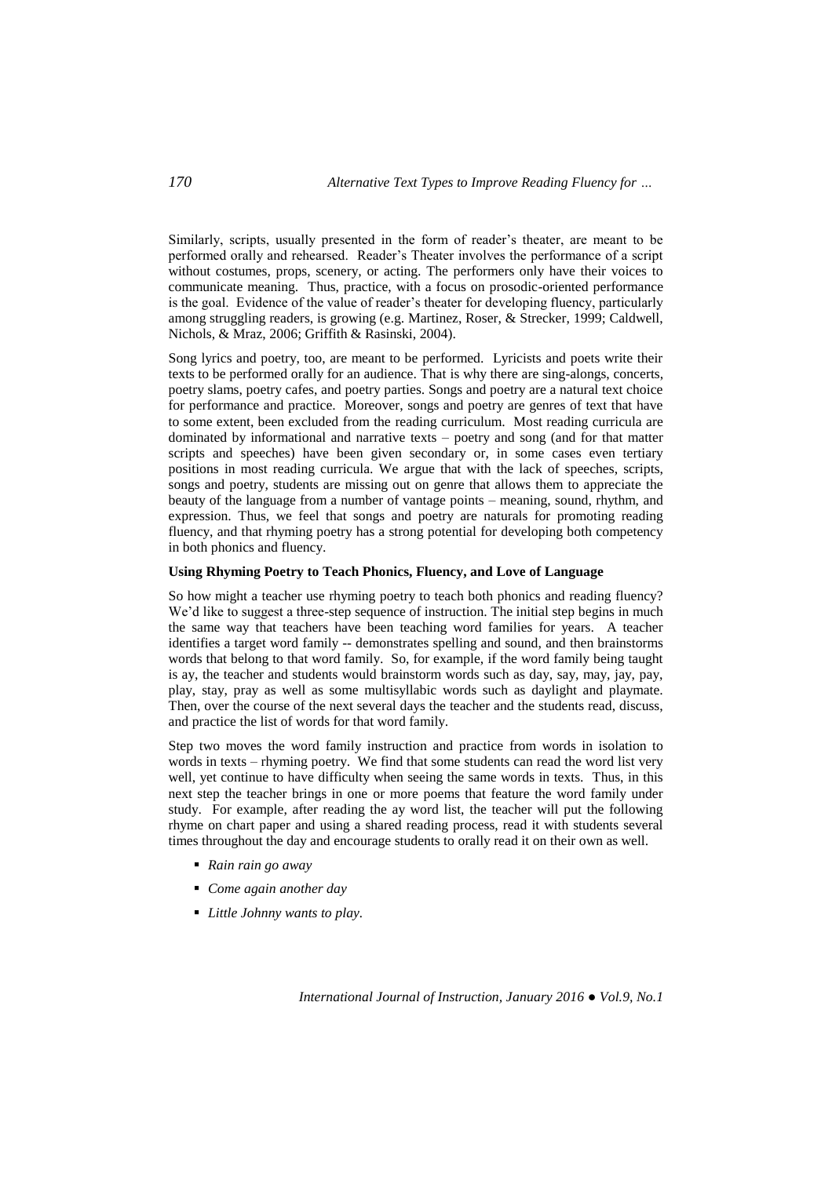Similarly, scripts, usually presented in the form of reader's theater, are meant to be performed orally and rehearsed. Reader's Theater involves the performance of a script without costumes, props, scenery, or acting. The performers only have their voices to communicate meaning. Thus, practice, with a focus on prosodic-oriented performance is the goal. Evidence of the value of reader's theater for developing fluency, particularly among struggling readers, is growing (e.g. Martinez, Roser, & Strecker, 1999; Caldwell, Nichols, & Mraz, 2006; Griffith & Rasinski, 2004).

Song lyrics and poetry, too, are meant to be performed. Lyricists and poets write their texts to be performed orally for an audience. That is why there are sing-alongs, concerts, poetry slams, poetry cafes, and poetry parties. Songs and poetry are a natural text choice for performance and practice. Moreover, songs and poetry are genres of text that have to some extent, been excluded from the reading curriculum. Most reading curricula are dominated by informational and narrative texts – poetry and song (and for that matter scripts and speeches) have been given secondary or, in some cases even tertiary positions in most reading curricula. We argue that with the lack of speeches, scripts, songs and poetry, students are missing out on genre that allows them to appreciate the beauty of the language from a number of vantage points – meaning, sound, rhythm, and expression. Thus, we feel that songs and poetry are naturals for promoting reading fluency, and that rhyming poetry has a strong potential for developing both competency in both phonics and fluency.

**Using Rhyming Poetry to Teach Phonics, Fluency, and Love of Language**

So how might a teacher use rhyming poetry to teach both phonics and reading fluency? We'd like to suggest a three-step sequence of instruction. The initial step begins in much the same way that teachers have been teaching word families for years. A teacher identifies a target word family -- demonstrates spelling and sound, and then brainstorms words that belong to that word family. So, for example, if the word family being taught is ay, the teacher and students would brainstorm words such as day, say, may, jay, pay, play, stay, pray as well as some multisyllabic words such as daylight and playmate. Then, over the course of the next several days the teacher and the students read, discuss, and practice the list of words for that word family.

Step two moves the word family instruction and practice from words in isolation to words in texts – rhyming poetry. We find that some students can read the word list very well, yet continue to have difficulty when seeing the same words in texts. Thus, in this next step the teacher brings in one or more poems that feature the word family under study. For example, after reading the ay word list, the teacher will put the following rhyme on chart paper and using a shared reading process, read it with students several times throughout the day and encourage students to orally read it on their own as well.

- *Rain rain go away*
- *Come again another day*
- *Little Johnny wants to play.*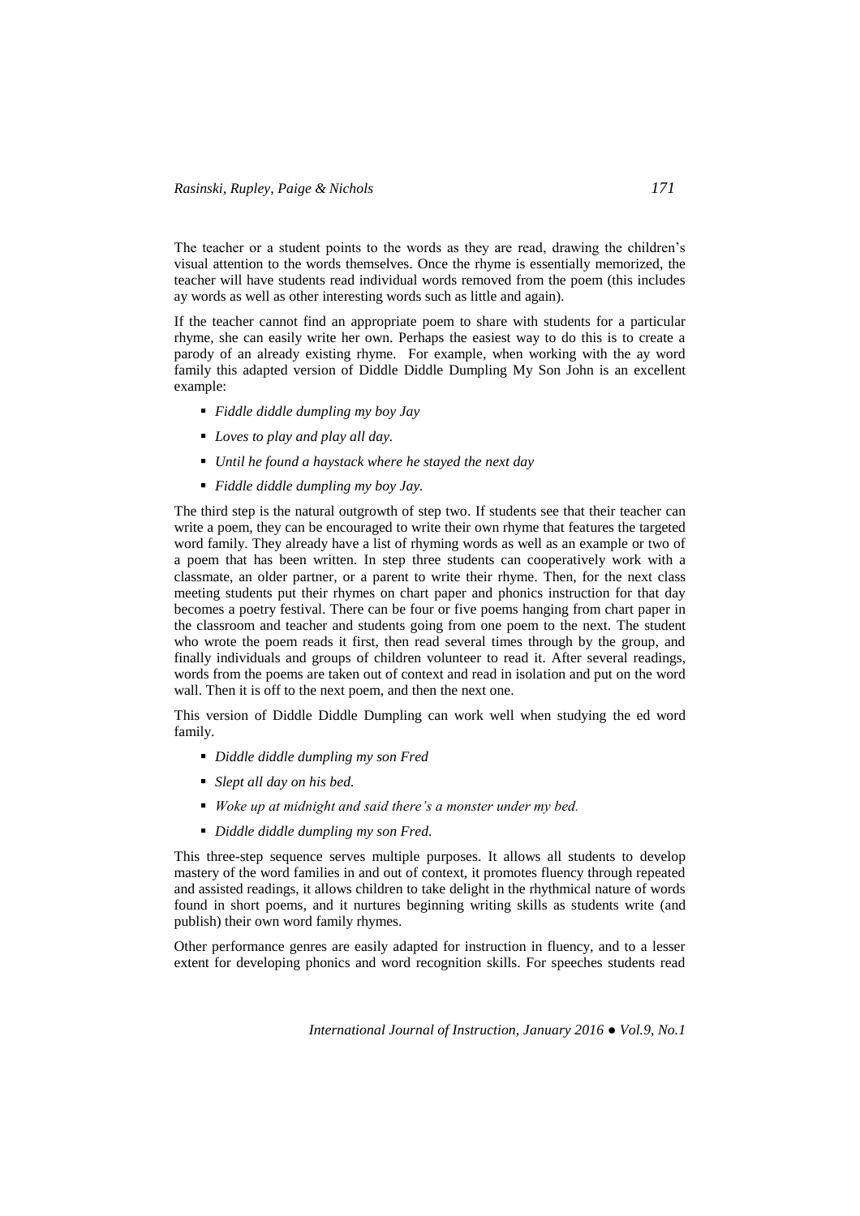The teacher or a student points to the words as they are read, drawing the children's visual attention to the words themselves. Once the rhyme is essentially memorized, the teacher will have students read individual words removed from the poem (this includes ay words as well as other interesting words such as little and again).

If the teacher cannot find an appropriate poem to share with students for a particular rhyme, she can easily write her own. Perhaps the easiest way to do this is to create a parody of an already existing rhyme. For example, when working with the ay word family this adapted version of Diddle Diddle Dumpling My Son John is an excellent example:

- *Fiddle diddle dumpling my boy Jay*
- *Loves to play and play all day.*
- *Until he found a haystack where he stayed the next day*
- *Fiddle diddle dumpling my boy Jay.*

The third step is the natural outgrowth of step two. If students see that their teacher can write a poem, they can be encouraged to write their own rhyme that features the targeted word family. They already have a list of rhyming words as well as an example or two of a poem that has been written. In step three students can cooperatively work with a classmate, an older partner, or a parent to write their rhyme. Then, for the next class meeting students put their rhymes on chart paper and phonics instruction for that day becomes a poetry festival. There can be four or five poems hanging from chart paper in the classroom and teacher and students going from one poem to the next. The student who wrote the poem reads it first, then read several times through by the group, and finally individuals and groups of children volunteer to read it. After several readings, words from the poems are taken out of context and read in isolation and put on the word wall. Then it is off to the next poem, and then the next one.

This version of Diddle Diddle Dumpling can work well when studying the ed word family.

- *Diddle diddle dumpling my son Fred*
- *Slept all day on his bed.*
- *Woke up at midnight and said there's a monster under my bed.*
- *Diddle diddle dumpling my son Fred.*

This three-step sequence serves multiple purposes. It allows all students to develop mastery of the word families in and out of context, it promotes fluency through repeated and assisted readings, it allows children to take delight in the rhythmical nature of words found in short poems, and it nurtures beginning writing skills as students write (and publish) their own word family rhymes.

Other performance genres are easily adapted for instruction in fluency, and to a lesser extent for developing phonics and word recognition skills. For speeches students read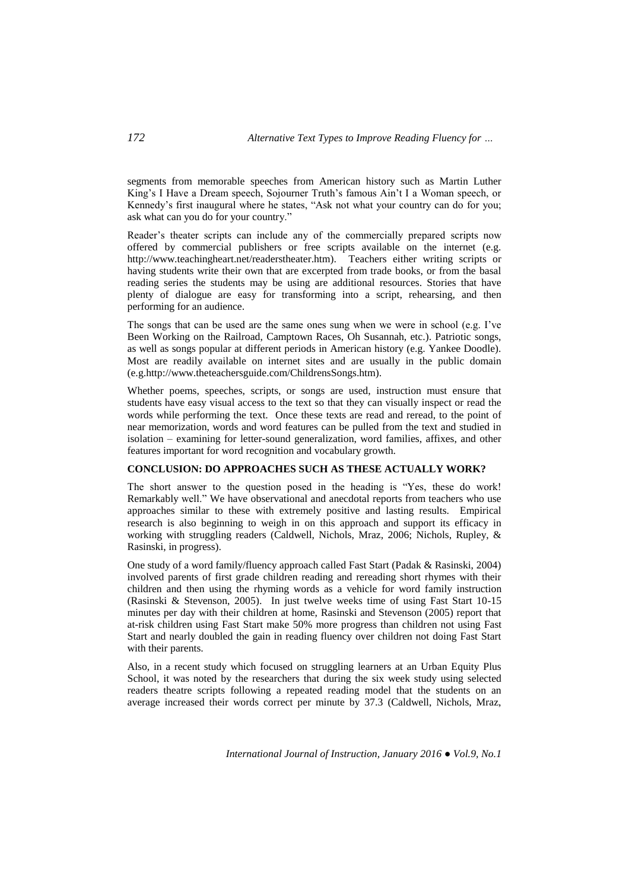segments from memorable speeches from American history such as Martin Luther King's I Have a Dream speech, Sojourner Truth's famous Ain't I a Woman speech, or Kennedy's first inaugural where he states, "Ask not what your country can do for you; ask what can you do for your country."

Reader's theater scripts can include any of the commercially prepared scripts now offered by commercial publishers or free scripts available on the internet (e.g. http://www.teachingheart.net/readerstheater.htm). Teachers either writing scripts or having students write their own that are excerpted from trade books, or from the basal reading series the students may be using are additional resources. Stories that have plenty of dialogue are easy for transforming into a script, rehearsing, and then performing for an audience.

The songs that can be used are the same ones sung when we were in school (e.g. I've Been Working on the Railroad, Camptown Races, Oh Susannah, etc.). Patriotic songs, as well as songs popular at different periods in American history (e.g. Yankee Doodle). Most are readily available on internet sites and are usually in the public domain (e.g.http://www.theteachersguide.com/ChildrensSongs.htm).

Whether poems, speeches, scripts, or songs are used, instruction must ensure that students have easy visual access to the text so that they can visually inspect or read the words while performing the text. Once these texts are read and reread, to the point of near memorization, words and word features can be pulled from the text and studied in isolation – examining for letter-sound generalization, word families, affixes, and other features important for word recognition and vocabulary growth.

## CONCLUSION: DO APPROACHES SUCH AS THESE ACTUALLY WORK?

The short answer to the question posed in the heading is "Yes, these do work! Remarkably well." We have observational and anecdotal reports from teachers who use approaches similar to these with extremely positive and lasting results. Empirical research is also beginning to weigh in on this approach and support its efficacy in working with struggling readers (Caldwell, Nichols, Mraz, 2006; Nichols, Rupley, & Rasinski, in progress).

One study of a word family/fluency approach called Fast Start (Padak & Rasinski, 2004) involved parents of first grade children reading and rereading short rhymes with their children and then using the rhyming words as a vehicle for word family instruction (Rasinski & Stevenson, 2005). In just twelve weeks time of using Fast Start 10-15 minutes per day with their children at home, Rasinski and Stevenson (2005) report that at-risk children using Fast Start make 50% more progress than children not using Fast Start and nearly doubled the gain in reading fluency over children not doing Fast Start with their parents.

Also, in a recent study which focused on struggling learners at an Urban Equity Plus School, it was noted by the researchers that during the six week study using selected readers theatre scripts following a repeated reading model that the students on an average increased their words correct per minute by 37.3 (Caldwell, Nichols, Mraz,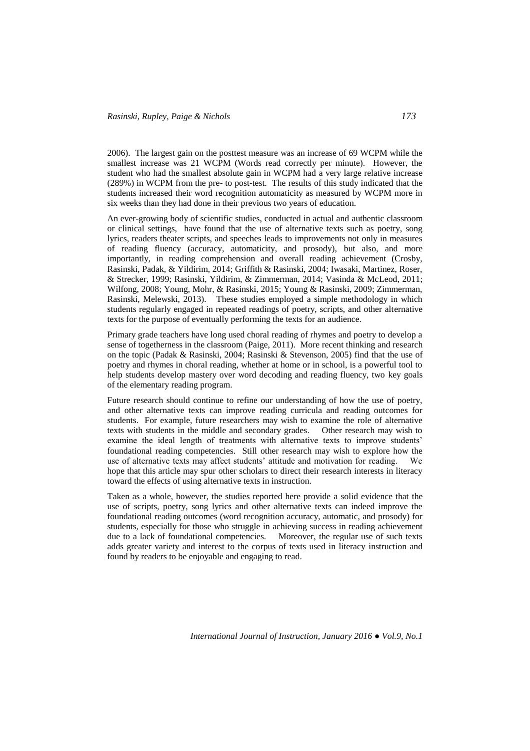2006). The largest gain on the posttest measure was an increase of 69 WCPM while the smallest increase was 21 WCPM (Words read correctly per minute). However, the student who had the smallest absolute gain in WCPM had a very large relative increase (289%) in WCPM from the pre- to post-test. The results of this study indicated that the students increased their word recognition automaticity as measured by WCPM more in six weeks than they had done in their previous two years of education.

An ever-growing body of scientific studies, conducted in actual and authentic classroom or clinical settings, have found that the use of alternative texts such as poetry, song lyrics, readers theater scripts, and speeches leads to improvements not only in measures of reading fluency (accuracy, automaticity, and prosody), but also, and more importantly, in reading comprehension and overall reading achievement (Crosby, Rasinski, Padak, & Yildirim, 2014; Griffith & Rasinski, 2004; Iwasaki, Martinez, Roser, & Strecker, 1999; Rasinski, Yildirim, & Zimmerman, 2014; Vasinda & McLeod, 2011; Wilfong, 2008; Young, Mohr, & Rasinski, 2015; Young & Rasinski, 2009; Zimmerman, Rasinski, Melewski, 2013). These studies employed a simple methodology in which students regularly engaged in repeated readings of poetry, scripts, and other alternative texts for the purpose of eventually performing the texts for an audience.

Primary grade teachers have long used choral reading of rhymes and poetry to develop a sense of togetherness in the classroom (Paige, 2011). More recent thinking and research on the topic (Padak & Rasinski, 2004; Rasinski & Stevenson, 2005) find that the use of poetry and rhymes in choral reading, whether at home or in school, is a powerful tool to help students develop mastery over word decoding and reading fluency, two key goals of the elementary reading program.

Future research should continue to refine our understanding of how the use of poetry, and other alternative texts can improve reading curricula and reading outcomes for students. For example, future researchers may wish to examine the role of alternative texts with students in the middle and secondary grades. Other research may wish to examine the ideal length of treatments with alternative texts to improve students' foundational reading competencies. Still other research may wish to explore how the use of alternative texts may affect students' attitude and motivation for reading. We hope that this article may spur other scholars to direct their research interests in literacy toward the effects of using alternative texts in instruction.

Taken as a whole, however, the studies reported here provide a solid evidence that the use of scripts, poetry, song lyrics and other alternative texts can indeed improve the foundational reading outcomes (word recognition accuracy, automatic, and prosody) for students, especially for those who struggle in achieving success in reading achievement due to a lack of foundational competencies. Moreover, the regular use of such texts adds greater variety and interest to the corpus of texts used in literacy instruction and found by readers to be enjoyable and engaging to read.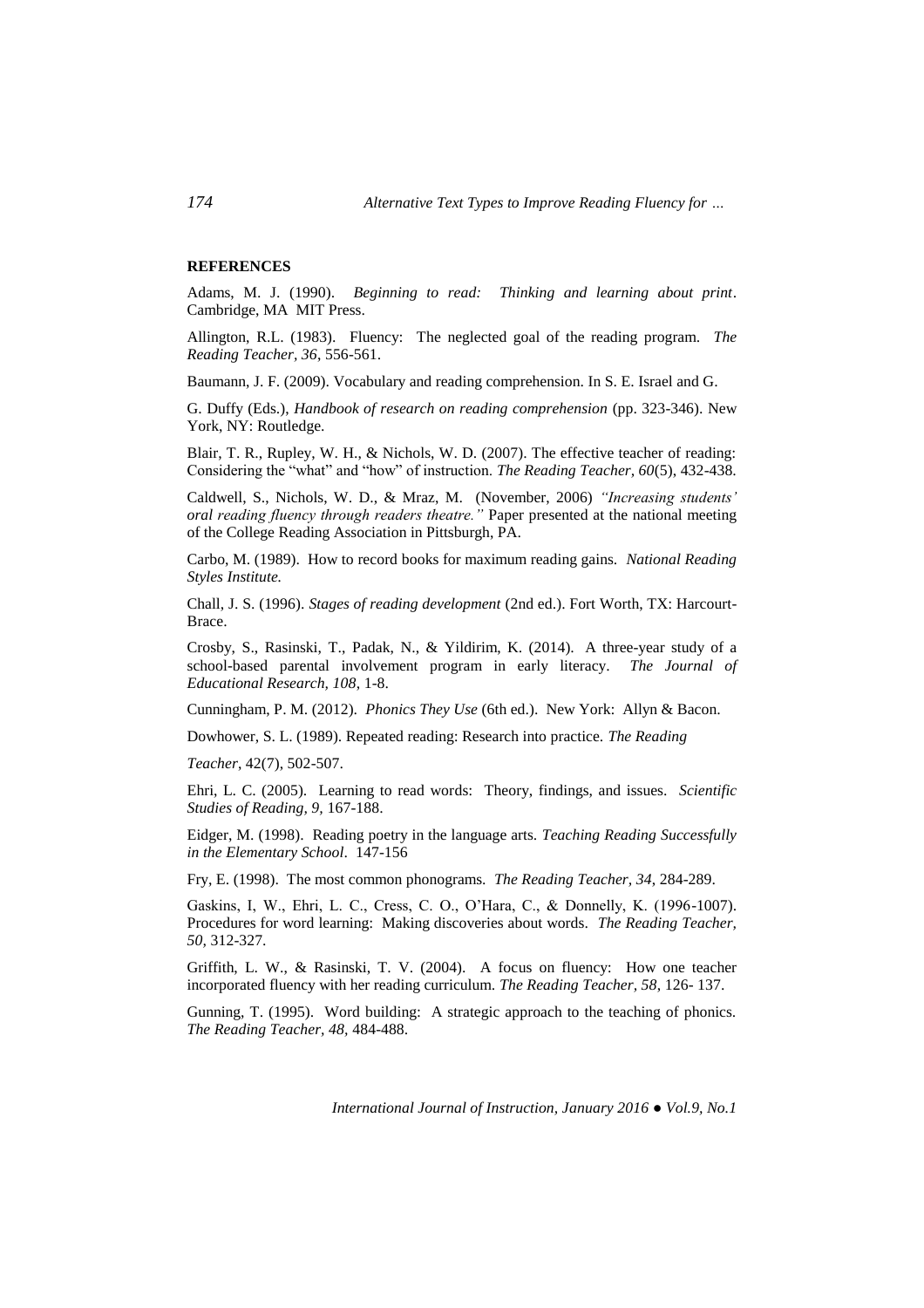**REFERENCES**

Adams, M. J. (1990). *Beginning to read: Thinking and learning about print*. Cambridge, MA MIT Press.

Allington, R.L. (1983). Fluency: The neglected goal of the reading program. *The Reading Teacher, 36*, 556-561.

Baumann, J. F. (2009). Vocabulary and reading comprehension. In S. E. Israel and G.

G. Duffy (Eds.), *Handbook of research on reading comprehension* (pp. 323-346). New York, NY: Routledge.

Blair, T. R., Rupley, W. H., & Nichols, W. D. (2007). The effective teacher of reading: Considering the "what" and "how" of instruction. *The Reading Teacher*, *60*(5), 432-438.

Caldwell, S., Nichols, W. D., & Mraz, M. (November, 2006) *"Increasing students' oral reading fluency through readers theatre."* Paper presented at the national meeting of the College Reading Association in Pittsburgh, PA.

Carbo, M. (1989). How to record books for maximum reading gains. *National Reading Styles Institute.*

Chall, J. S. (1996). *Stages of reading development* (2nd ed.). Fort Worth, TX: Harcourt-Brace.

Crosby, S., Rasinski, T., Padak, N., & Yildirim, K. (2014). A three-year study of a school-based parental involvement program in early literacy. *The Journal of Educational Research, 108*, 1-8.

Cunningham, P. M. (2012). *Phonics They Use* (6th ed.). New York: Allyn & Bacon.

Dowhower, S. L. (1989). Repeated reading: Research into practice. *The Reading*

*Teacher*, 42(7), 502-507.

Ehri, L. C. (2005). Learning to read words: Theory, findings, and issues. *Scientific Studies of Reading, 9,* 167-188.

Eidger, M. (1998). Reading poetry in the language arts. *Teaching Reading Successfully in the Elementary School*. 147-156

Fry, E. (1998). The most common phonograms. *The Reading Teacher, 34*, 284-289.

Gaskins, I, W., Ehri, L. C., Cress, C. O., O'Hara, C., & Donnelly, K. (1996-1007). Procedures for word learning: Making discoveries about words. *The Reading Teacher, 50*, 312-327.

Griffith, L. W., & Rasinski, T. V. (2004). A focus on fluency: How one teacher incorporated fluency with her reading curriculum. *The Reading Teacher, 58*, 126- 137.

Gunning, T. (1995). Word building: A strategic approach to the teaching of phonics. *The Reading Teacher, 48*, 484-488.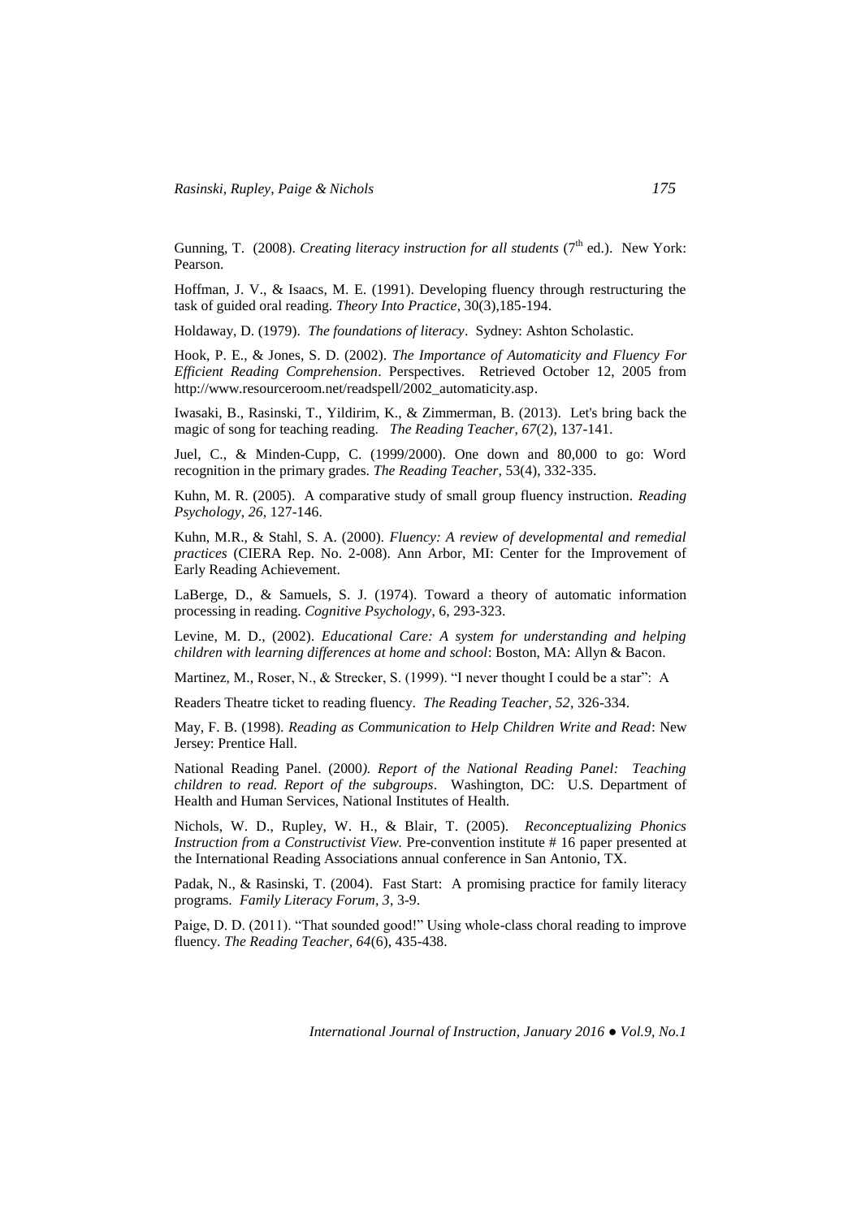Gunning, T. (2008). *Creating literacy instruction for all students* (7th ed.). New York: Pearson.

Hoffman, J. V., & Isaacs, M. E. (1991). Developing fluency through restructuring the task of guided oral reading. *Theory Into Practice*, 30(3),185-194.

Holdaway, D. (1979). *The foundations of literacy*. Sydney: Ashton Scholastic.

Hook, P. E., & Jones, S. D. (2002). *The Importance of Automaticity and Fluency For Efficient Reading Comprehension*. Perspectives. Retrieved October 12, 2005 from http://www.resourceroom.net/readspell/2002_automaticity.asp.

Iwasaki, B., Rasinski, T., Yildirim, K., & Zimmerman, B. (2013). Let's bring back the magic of song for teaching reading. *The Reading Teacher, 67*(2), 137-141.

Juel, C., & Minden-Cupp, C. (1999/2000). One down and 80,000 to go: Word recognition in the primary grades. *The Reading Teacher*, 53(4), 332-335.

Kuhn, M. R. (2005). A comparative study of small group fluency instruction. *Reading Psychology*, *26*, 127-146.

Kuhn, M.R., & Stahl, S. A. (2000). *Fluency: A review of developmental and remedial practices* (CIERA Rep. No. 2-008). Ann Arbor, MI: Center for the Improvement of Early Reading Achievement.

LaBerge, D., & Samuels, S. J. (1974). Toward a theory of automatic information processing in reading. *Cognitive Psychology*, 6, 293-323.

Levine, M. D., (2002). *Educational Care: A system for understanding and helping children with learning differences at home and school*: Boston, MA: Allyn & Bacon.

Martinez, M., Roser, N., & Strecker, S. (1999). "I never thought I could be a star": A

Readers Theatre ticket to reading fluency. *The Reading Teacher*, *52*, 326-334.

May, F. B. (1998). *Reading as Communication to Help Children Write and Read*: New Jersey: Prentice Hall.

National Reading Panel. (2000*). Report of the National Reading Panel: Teaching children to read. Report of the subgroups*. Washington, DC: U.S. Department of Health and Human Services, National Institutes of Health.

Nichols, W. D., Rupley, W. H., & Blair, T. (2005). *Reconceptualizing Phonics Instruction from a Constructivist View.* Pre-convention institute # 16 paper presented at the International Reading Associations annual conference in San Antonio, TX.

Padak, N., & Rasinski, T. (2004). Fast Start: A promising practice for family literacy programs. *Family Literacy Forum*, *3*, 3-9.

Paige, D. D. (2011). "That sounded good!" Using whole-class choral reading to improve fluency. *The Reading Teacher*, *64*(6), 435-438.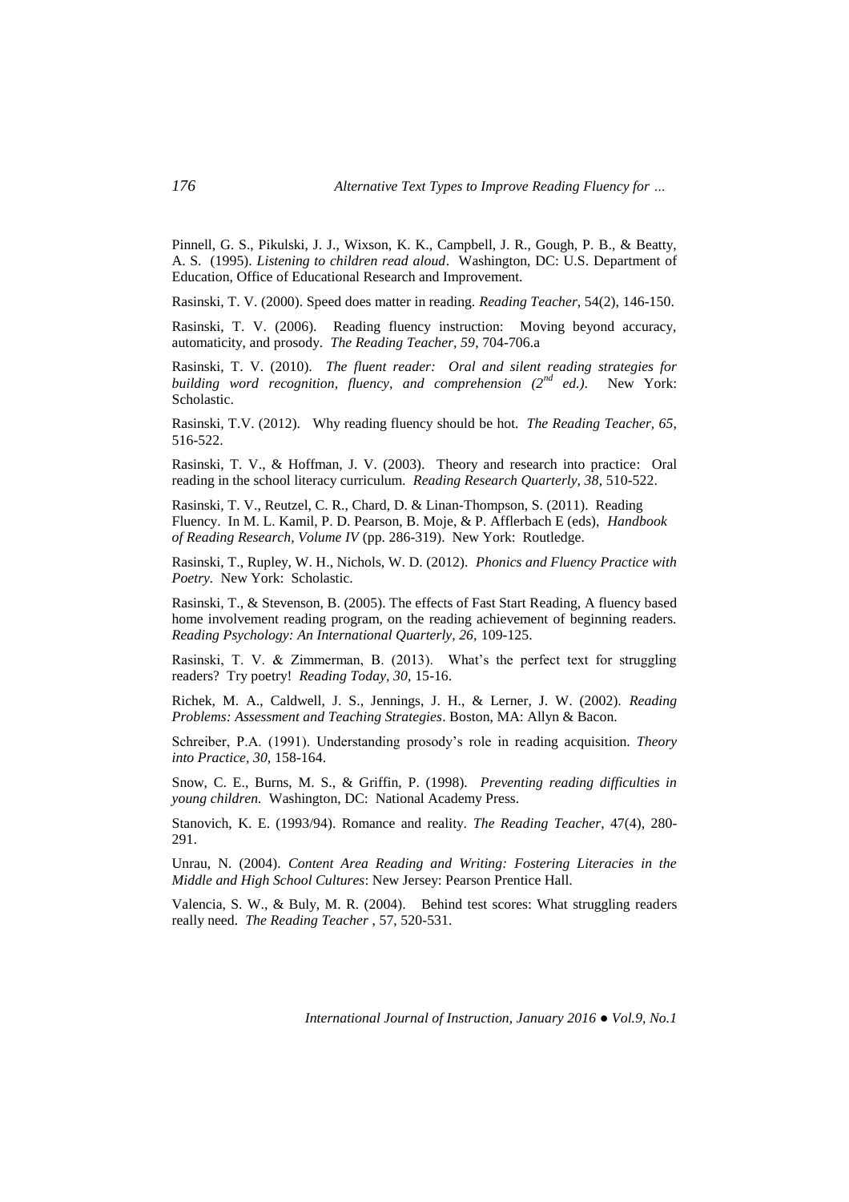Pinnell, G. S., Pikulski, J. J., Wixson, K. K., Campbell, J. R., Gough, P. B., & Beatty, A. S. (1995). *Listening to children read aloud*. Washington, DC: U.S. Department of Education, Office of Educational Research and Improvement.

Rasinski, T. V. (2000). Speed does matter in reading. *Reading Teacher*, 54(2), 146-150.

Rasinski, T. V. (2006). Reading fluency instruction: Moving beyond accuracy, automaticity, and prosody. *The Reading Teacher, 59*, 704-706.a

Rasinski, T. V. (2010). *The fluent reader: Oral and silent reading strategies for building word recognition, fluency, and comprehension (2nd ed.)*. New York: Scholastic.

Rasinski, T.V. (2012). Why reading fluency should be hot. *The Reading Teacher, 65*, 516-522.

Rasinski, T. V., & Hoffman, J. V. (2003). Theory and research into practice: Oral reading in the school literacy curriculum. *Reading Research Quarterly, 38*, 510-522.

Rasinski, T. V., Reutzel, C. R., Chard, D. & Linan-Thompson, S. (2011). Reading Fluency. In M. L. Kamil, P. D. Pearson, B. Moje, & P. Afflerbach E (eds), *Handbook of Reading Research, Volume IV* (pp. 286-319). New York: Routledge.

Rasinski, T., Rupley, W. H., Nichols, W. D. (2012). *Phonics and Fluency Practice with Poetry.* New York: Scholastic.

Rasinski, T., & Stevenson, B. (2005). The effects of Fast Start Reading, A fluency based home involvement reading program, on the reading achievement of beginning readers. *Reading Psychology: An International Quarterly, 26*, 109-125.

Rasinski, T. V. & Zimmerman, B. (2013). What's the perfect text for struggling readers? Try poetry! *Reading Today, 30*, 15-16.

Richek, M. A., Caldwell, J. S., Jennings, J. H., & Lerner, J. W. (2002). *Reading Problems: Assessment and Teaching Strategies*. Boston, MA: Allyn & Bacon.

Schreiber, P.A. (1991). Understanding prosody's role in reading acquisition. *Theory into Practice, 30*, 158-164.

Snow, C. E., Burns, M. S., & Griffin, P. (1998). *Preventing reading difficulties in young children.* Washington, DC: National Academy Press.

Stanovich, K. E. (1993/94). Romance and reality. *The Reading Teacher*, 47(4), 280-291.

Unrau, N. (2004). *Content Area Reading and Writing: Fostering Literacies in the Middle and High School Cultures*: New Jersey: Pearson Prentice Hall.

Valencia, S. W., & Buly, M. R. (2004). Behind test scores: What struggling readers really need. *The Reading Teacher* , 57, 520-531.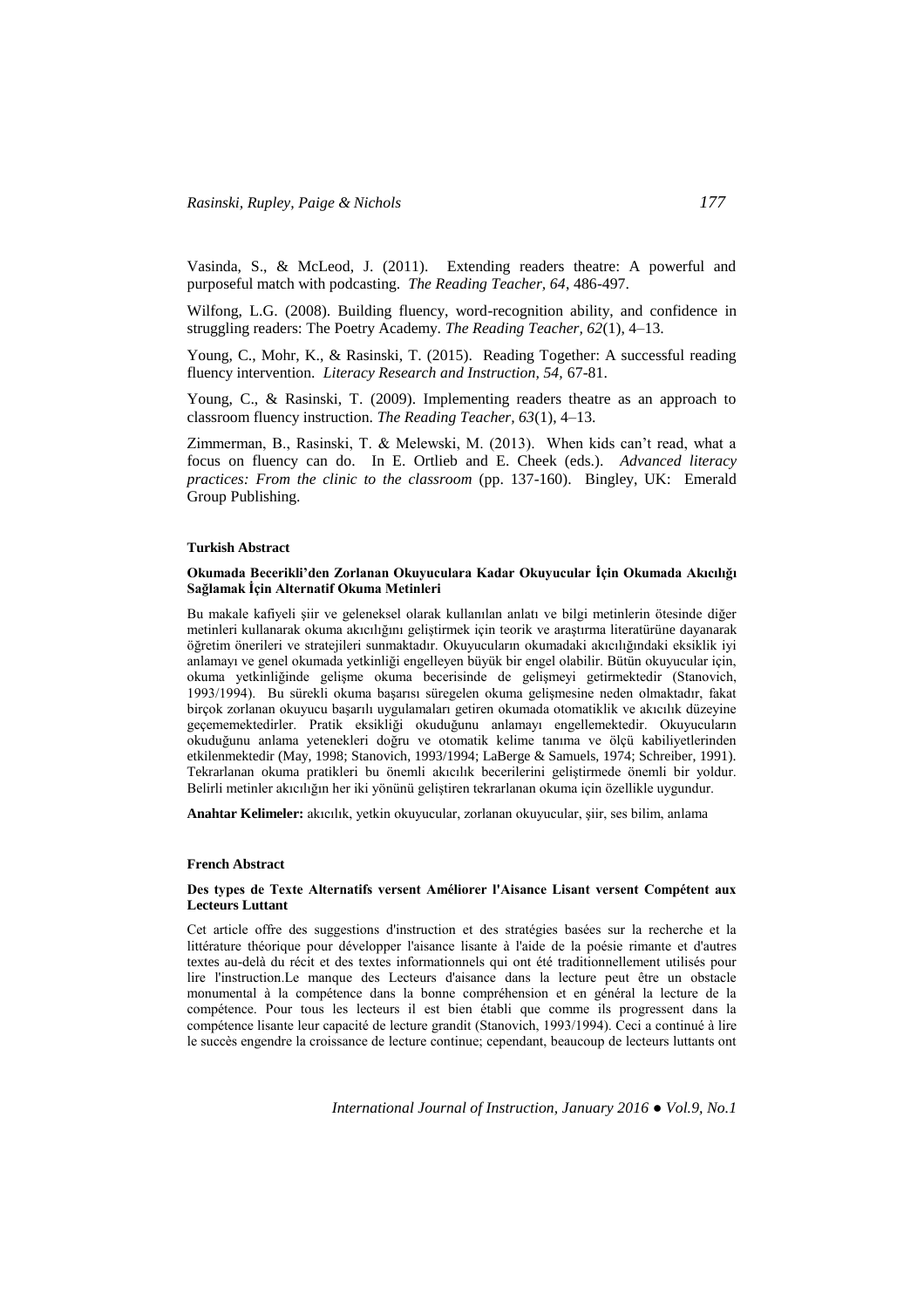Vasinda, S., & McLeod, J. (2011). Extending readers theatre: A powerful and purposeful match with podcasting. *The Reading Teacher, 64*, 486-497.

Wilfong, L.G. (2008). Building fluency, word-recognition ability, and confidence in struggling readers: The Poetry Academy. *The Reading Teacher, 62*(1), 4–13.

Young, C., Mohr, K., & Rasinski, T. (2015). Reading Together: A successful reading fluency intervention. *Literacy Research and Instruction, 54,* 67-81.

Young, C., & Rasinski, T. (2009). Implementing readers theatre as an approach to classroom fluency instruction. *The Reading Teacher, 63*(1), 4–13.

Zimmerman, B., Rasinski, T. & Melewski, M. (2013). When kids can't read, what a focus on fluency can do. In E. Ortlieb and E. Cheek (eds.). *Advanced literacy practices: From the clinic to the classroom* (pp. 137-160). Bingley, UK: Emerald Group Publishing.

#### Turkish Abstract

**Okumada Becerikli'den Zorlanan Okuyuculara Kadar Okuyucular İçin Okumada Akıcılığı Sağlamak İçin Alternatif Okuma Metinleri**

Bu makale kafiyeli şiir ve geleneksel olarak kullanılan anlatı ve bilgi metinlerin ötesinde diğer metinleri kullanarak okuma akıcılığını geliştirmek için teorik ve araştırma literatürüne dayanarak öğretim önerileri ve stratejileri sunmaktadır. Okuyucuların okumadaki akıcılığındaki eksiklik iyi anlamayı ve genel okumada yetkinliği engelleyen büyük bir engel olabilir. Bütün okuyucular için, okuma yetkinliğinde gelişme okuma becerisinde de gelişmeyi getirmektedir (Stanovich, 1993/1994). Bu sürekli okuma başarısı süregelen okuma gelişmesine neden olmaktadır, fakat birçok zorlanan okuyucu başarılı uygulamaları getiren okumada otomatiklik ve akıcılık düzeyine geçememektedirler. Pratik eksikliği okuduğunu anlamayı engellemektedir. Okuyucuların okuduğunu anlama yetenekleri doğru ve otomatik kelime tanıma ve ölçü kabiliyetlerinden etkilenmektedir (May, 1998; Stanovich, 1993/1994; LaBerge & Samuels, 1974; Schreiber, 1991). Tekrarlanan okuma pratikleri bu önemli akıcılık becerilerini geliştirmede önemli bir yoldur. Belirli metinler akıcılığın her iki yönünü geliştiren tekrarlanan okuma için özellikle uygundur.

**Anahtar Kelimeler:** akıcılık, yetkin okuyucular, zorlanan okuyucular, şiir, ses bilim, anlama

#### French Abstract

**Des types de Texte Alternatifs versent Améliorer l'Aisance Lisant versent Compétent aux Lecteurs Luttant**

Cet article offre des suggestions d'instruction et des stratégies basées sur la recherche et la littérature théorique pour développer l'aisance lisante à l'aide de la poésie rimante et d'autres textes au-delà du récit et des textes informationnels qui ont été traditionnellement utilisés pour lire l'instruction.Le manque des Lecteurs d'aisance dans la lecture peut être un obstacle monumental à la compétence dans la bonne compréhension et en général la lecture de la compétence. Pour tous les lecteurs il est bien établi que comme ils progressent dans la compétence lisante leur capacité de lecture grandit (Stanovich, 1993/1994). Ceci a continué à lire le succès engendre la croissance de lecture continue; cependant, beaucoup de lecteurs luttants ont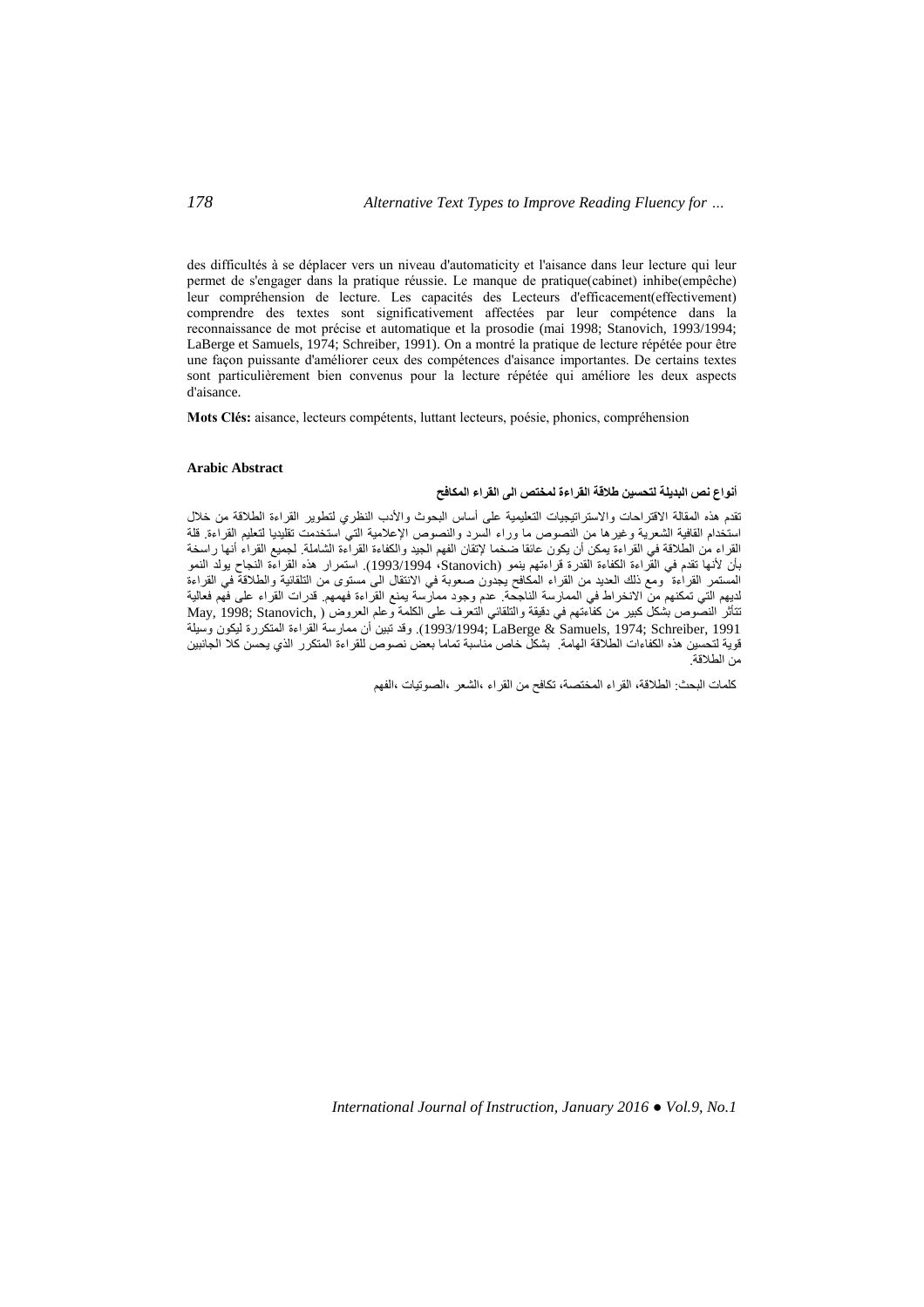des difficultés à se déplacer vers un niveau d'automaticity et l'aisance dans leur lecture qui leur permet de s'engager dans la pratique réussie. Le manque de pratique(cabinet) inhibe(empêche) leur compréhension de lecture. Les capacités des Lecteurs d'efficacement(effectivement) comprendre des textes sont significativement affectées par leur compétence dans la reconnaissance de mot précise et automatique et la prosodie (mai 1998; Stanovich, 1993/1994; LaBerge et Samuels, 1974; Schreiber, 1991). On a montré la pratique de lecture répétée pour être une façon puissante d'améliorer ceux des compétences d'aisance importantes. De certains textes sont particulièrement bien convenus pour la lecture répétée qui améliore les deux aspects d'aisance.

**Mots Clés:** aisance, lecteurs compétents, luttant lecteurs, poésie, phonics, compréhension

**Arabic Abstract**

**أنواع نص البديلة لتحسين طلاقة القراءة لمختص الى القراء المكافح**

تقدم هذه المقالة الاقتراحات والاستراتيجيات التعليمية على أساس البحوث والأدب النظري لتطوير القراءة الطلاقة من خلال استخدام القافية الشعرية وغيرها من النصوص ما وراء السرد والنصوص الإعلامية التي استخدمت تقليديا لتعليم القراءة. قلة القراء من الطلاقة في القراءة يمكن أن يكون عائقا ضخما لإتقان الفهم الجيد والكفاءة القراءة الشاملة. لجميع القراء أنها راسخة بأن لأنها تقدم في القراءة الكفاءة القدرة قراءتهم ينمو (Stanovich، 1993/1994). استمرار هذه القراءة النجاح يولد النمو المستمر القراءة ومع ذلك العديد من القراء المكافح يجدون صعوبة في الانتقال الى مستوى من التلقائية والطلاقة في القراءة لديهم التي تمكنهم من الانخراط في الممارسة الناجحة. عدم وجود ممارسة يمنع القراءة فهمهم. قدرات القراء على فهم فعالية تتأثر النصوص بشكل كبير من كفاءتهم في دقيقة والتلقائي التعرف على الكلمة وعلم العروض ( May, 1998; Stanovich, 1993/1994; LaBerge & Samuels, 1974; Schreiber, 1991). وقد تبين أن ممارسة القراءة المتكررة ليكون وسيلة قوية لتحسين هذه الكفاءات الطلاقة الهامة. بشكل خاص مناسبة تماما بعض نصوص للقراءة المتكرر الذي يحسن كلا الجانبين من الطلاقة.

كلمات البحث: الطلاقة، القراء المختصة، تكافح من القراء ،الشعر ،الصوتيات ،الفهم